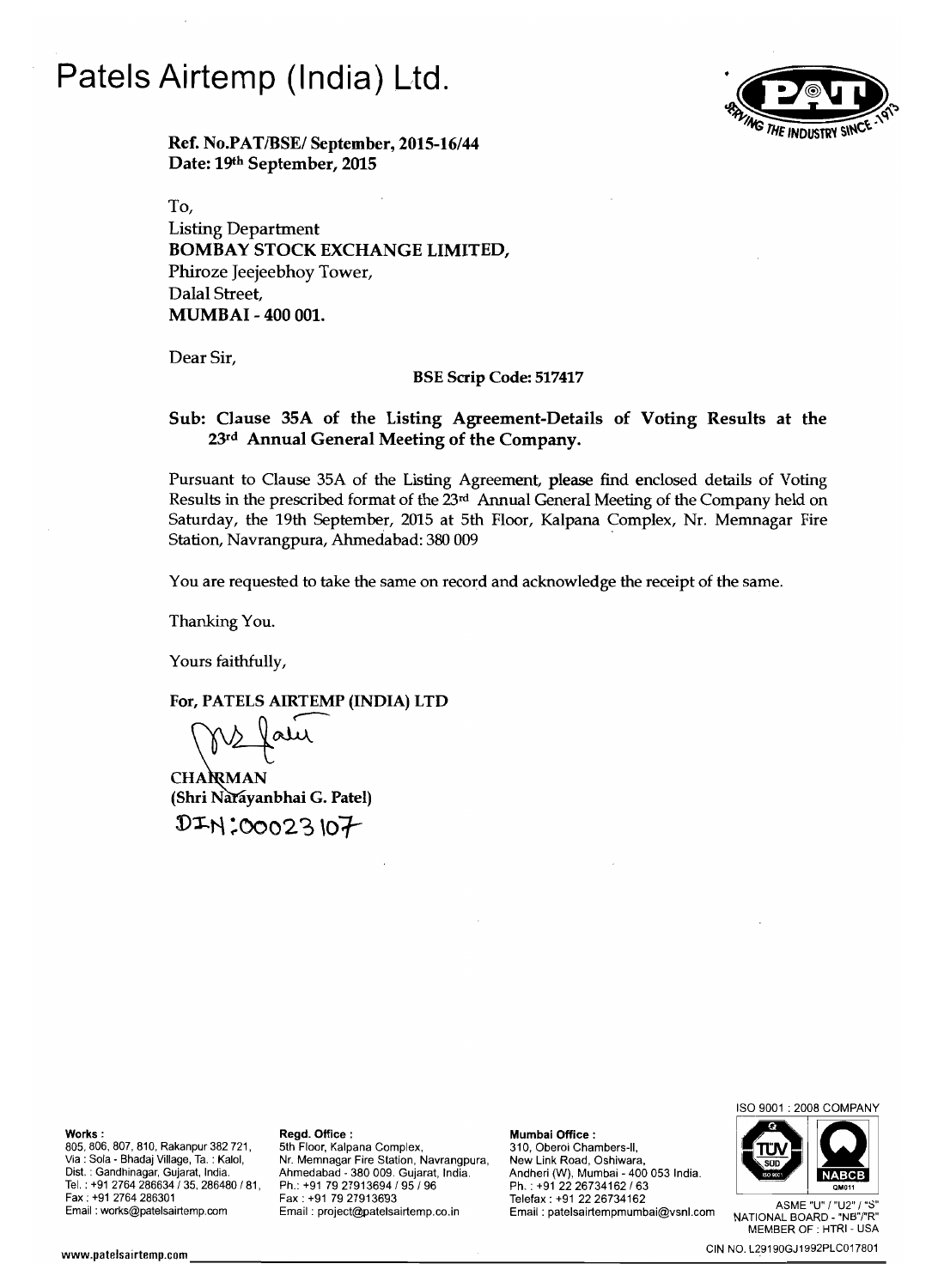# Patels Airtemp (India) Ltd.

**Ref. No.PAT/BSE/ September, 2015-16/44**
**Date: 19th September, 2015**

To,
Listing Department
**BOMBAY STOCK EXCHANGE LIMITED,**
Phiroze Jeejeebhoy Tower,
Dalal Street,
**MUMBAI - 400 001.**

Dear Sir,

**BSE Scrip Code: 517417**

**Sub: Clause 35A of the Listing Agreement-Details of Voting Results at the 23rd Annual General Meeting of the Company.**

Pursuant to Clause 35A of the Listing Agreement, please find enclosed details of Voting Results in the prescribed format of the 23rd Annual General Meeting of the Company held on Saturday, the 19th September, 2015 at 5th Floor, Kalpana Complex, Nr. Memnagar Fire Station, Navrangpura, Ahmedabad: 380 009

You are requested to take the same on record and acknowledge the receipt of the same.

Thanking You.

Yours faithfully,

**For, PATELS AIRTEMP (INDIA) LTD**

**CHAIRMAN**
**(Shri Narayanbhai G. Patel)**
DIN:00023107

**Works :**
805, 806, 807, 810, Rakanpur 382 721,
Via : Sola - Bhadaj Village, Ta. : Kalol,
Dist. : Gandhinagar, Gujarat, India.
Tel. : +91 2764 286634 / 35, 286480 / 81,
Fax : +91 2764 286301
Email : works@patelsairtemp.com

**Regd. Office :**
5th Floor, Kalpana Complex,
Nr. Memnagar Fire Station, Navrangpura,
Ahmedabad - 380 009. Gujarat, India.
Ph.: +91 79 27913694 / 95 / 96
Fax : +91 79 27913693
Email : project@patelsairtemp.co.in

**Mumbai Office :**
310, Oberoi Chambers-II,
New Link Road, Oshiwara,
Andheri (W), Mumbai - 400 053 India.
Ph. : +91 22 26734162 / 63
Telefax : +91 22 26734162
Email : patelsairtempmumbai@vsnl.com

ISO 9001 : 2008 COMPANY
ASME "U" / "U2" / "S"
NATIONAL BOARD - "NB"/"R"
MEMBER OF : HTRI - USA

www.patelsairtemp.com

CIN NO. L29190GJ1992PLC017801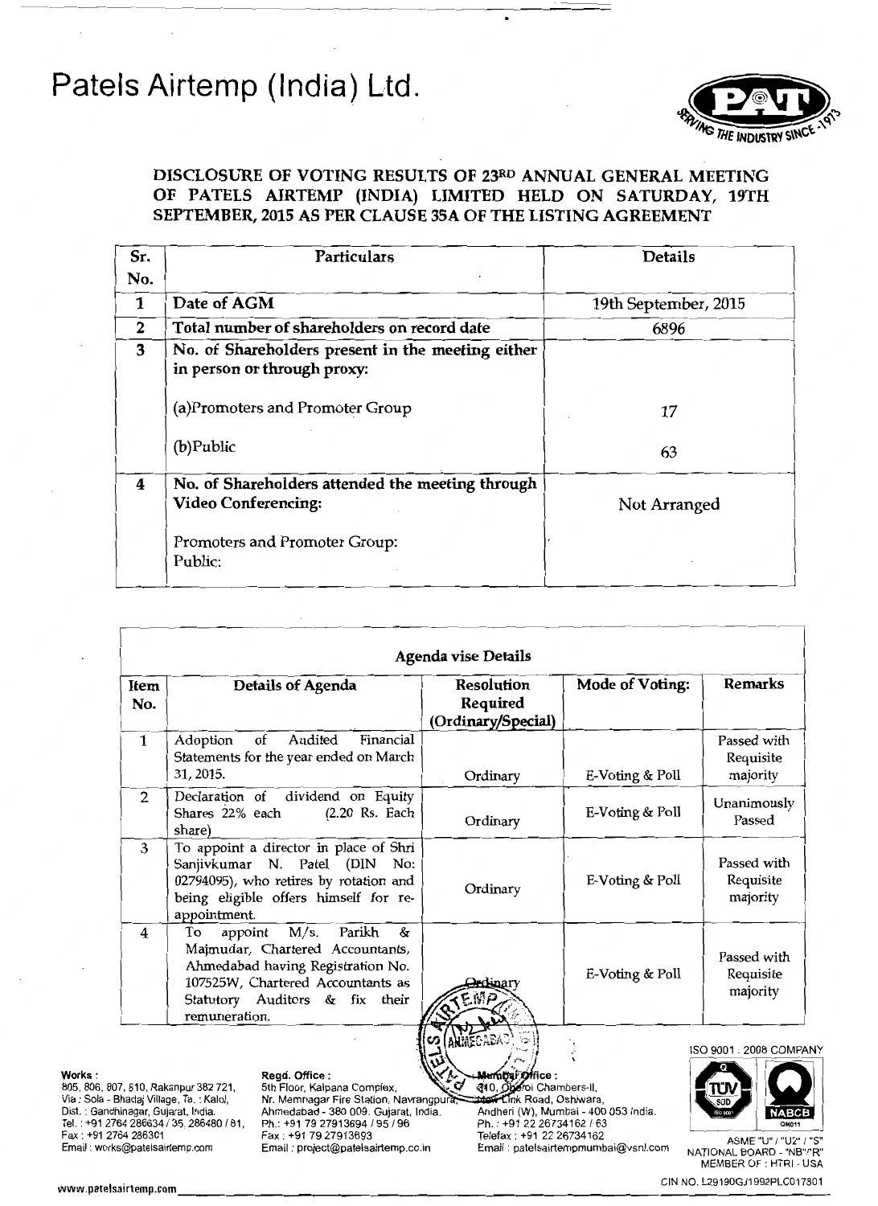# Patels Airtemp (India) Ltd.

**DISCLOSURE OF VOTING RESULTS OF 23RD ANNUAL GENERAL MEETING OF PATELS AIRTEMP (INDIA) LIMITED HELD ON SATURDAY, 19TH SEPTEMBER, 2015 AS PER CLAUSE 35A OF THE LISTING AGREEMENT**

| Sr. No. | Particulars | Details |
|---|---|---|
| 1 | **Date of AGM** | 19th September, 2015 |
| 2 | **Total number of shareholders on record date** | 6896 |
| 3 | **No. of Shareholders present in the meeting either in person or through proxy:** | |
| | (a)Promoters and Promoter Group | 17 |
| | (b)Public | 63 |
| 4 | **No. of Shareholders attended the meeting through Video Conferencing:** | Not Arranged |
| | Promoters and Promoter Group: | |
| | Public: | |

**Agenda vise Details**

| Item No. | Details of Agenda | Resolution Required (Ordinary/Special) | Mode of Voting: | Remarks |
|---|---|---|---|---|
| 1 | Adoption of Audited Financial Statements for the year ended on March 31, 2015. | Ordinary | E-Voting & Poll | Passed with Requisite majority |
| 2 | Declaration of dividend on Equity Shares 22% each (2.20 Rs. Each share) | Ordinary | E-Voting & Poll | Unanimously Passed |
| 3 | To appoint a director in place of Shri Sanjivkumar N. Patel (DIN No: 02794095), who retires by rotation and being eligible offers himself for re-appointment. | Ordinary | E-Voting & Poll | Passed with Requisite majority |
| 4 | To appoint M/s. Parikh & Majmudar, Chartered Accountants, Ahmedabad having Registration No. 107525W, Chartered Accountants as Statutory Auditors & fix their remuneration. | Ordinary | E-Voting & Poll | Passed with Requisite majority |

**Works :**
805, 806, 807, 810, Rakanpur 382 721,
Via : Sola - Bhadaj Village, Ta. : Kalol,
Dist. : Gandhinagar, Gujarat, India.
Tel. : +91 2764 286634 / 35, 286480 / 81,
Fax : +91 2764 286301
Email : works@patelsairtemp.com

**Regd. Office :**
5th Floor, Kalpana Complex,
Nr. Memnagar Fire Station, Navrangpura,
Ahmedabad - 380 009. Gujarat, India.
Ph.: +91 79 27913694 / 95 / 96
Fax : +91 79 27913693
Email : project@patelsairtemp.co.in

**Mumbai Office :**
310, Oberoi Chambers-II,
New Link Road, Oshiwara,
Andheri (W), Mumbai - 400 053 India.
Ph. : +91 22 26734162 / 63
Telefax : +91 22 26734162
Email : patelsairtempmumbai@vsnl.com

ISO 9001 : 2008 COMPANY
ASME "U" / "U2" / "S"
NATIONAL BOARD - "NB"/"R"
MEMBER OF : HTRI - USA

www.patelsairtemp.com

CIN NO. L29190GJ1992PLC017801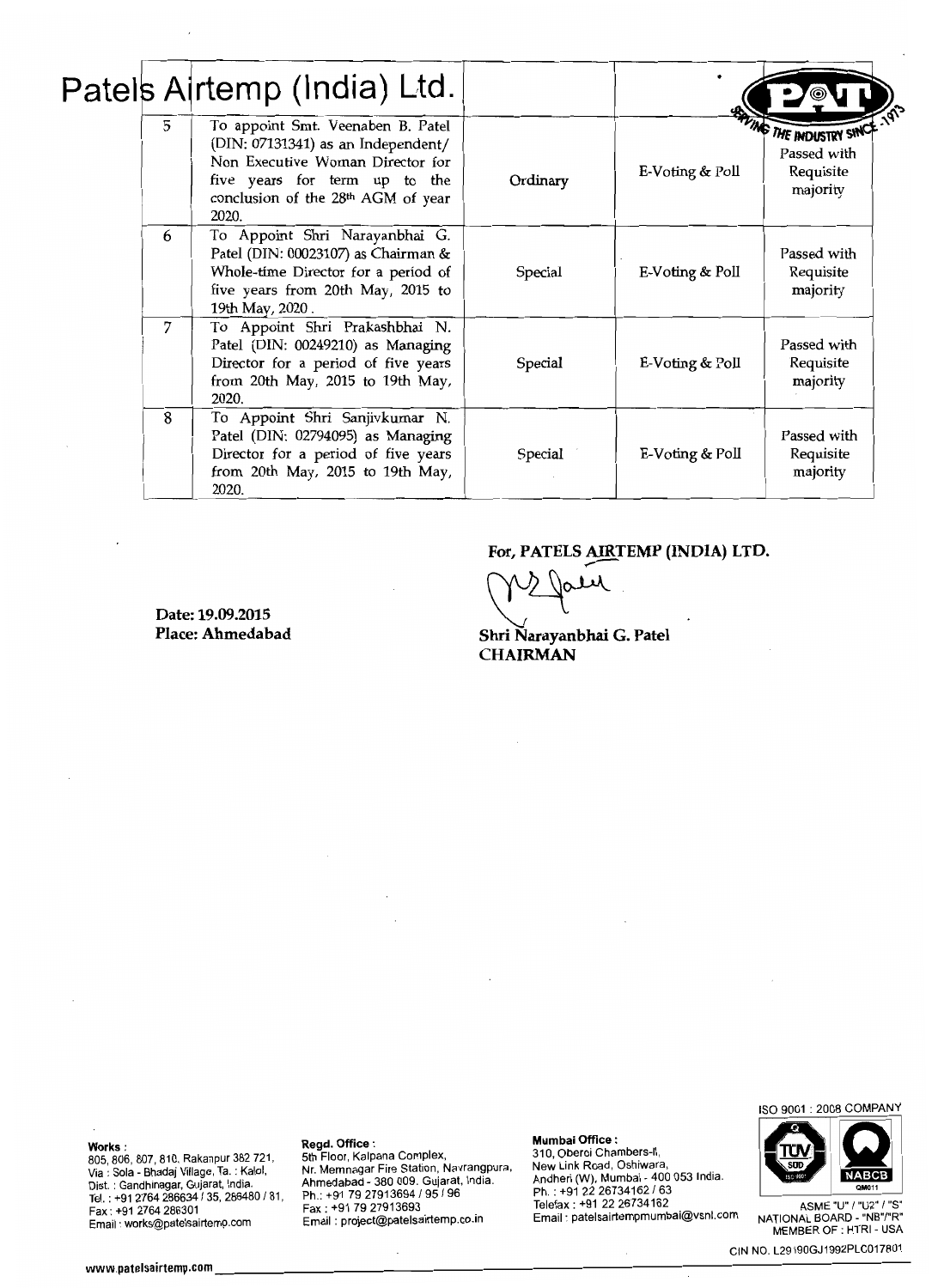# Patels Airtemp (India) Ltd.

| | | | | |
|---|---|---|---|---|
| 5 | To appoint Smt. Veenaben B. Patel (DIN: 07131341) as an Independent/ Non Executive Woman Director for five years for term up to the conclusion of the 28th AGM of year 2020. | Ordinary | E-Voting & Poll | Passed with Requisite majority |
| 6 | To Appoint Shri Narayanbhai G. Patel (DIN: 00023107) as Chairman & Whole-time Director for a period of five years from 20th May, 2015 to 19th May, 2020. | Special | E-Voting & Poll | Passed with Requisite majority |
| 7 | To Appoint Shri Prakashbhai N. Patel (DIN: 00249210) as Managing Director for a period of five years from 20th May, 2015 to 19th May, 2020. | Special | E-Voting & Poll | Passed with Requisite majority |
| 8 | To Appoint Shri Sanjivkumar N. Patel (DIN: 02794095) as Managing Director for a period of five years from 20th May, 2015 to 19th May, 2020. | Special | E-Voting & Poll | Passed with Requisite majority |

**For, PATELS AIRTEMP (INDIA) LTD.**

**Date: 19.09.2015**
**Place: Ahmedabad**

**Shri Narayanbhai G. Patel**
**CHAIRMAN**

**Works :**
805, 806, 807, 810. Rakanpur 382 721, Via : Sola - Bhadaj Village, Ta. : Kalol, Dist. : Gandhinagar, Gujarat, India.
Tel. : +91 2764 286634 / 35, 286480 / 81,
Fax : +91 2764 286301
Email : works@patelsairtemp.com

**Regd. Office :**
5th Floor, Kalpana Complex, Nr. Memnagar Fire Station, Navrangpura, Ahmedabad - 380 009. Gujarat, India.
Ph.: +91 79 27913694 / 95 / 96
Fax : +91 79 27913693
Email : project@patelsairtemp.co.in

**Mumbai Office :**
310, Oberoi Chambers-II, New Link Road, Oshiwara, Andheri (W), Mumbai - 400 053 India.
Ph. : +91 22 26734162 / 63
Telefax : +91 22 26734162
Email : patelsairtempmumbai@vsnl.com

ISO 9001 : 2008 COMPANY
ASME "U" / "U2" / "S"
NATIONAL BOARD - "NB"/"R"
MEMBER OF : HTRI - USA

CIN NO. L29190GJ1992PLC017801

www.patelsairtemp.com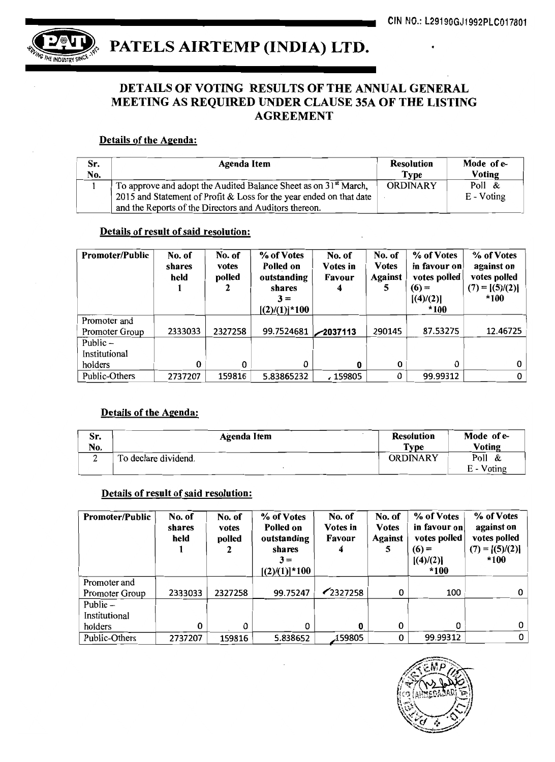CIN NO.: L29190GJ1992PLC017801

# PATELS AIRTEMP (INDIA) LTD.

## DETAILS OF VOTING RESULTS OF THE ANNUAL GENERAL MEETING AS REQUIRED UNDER CLAUSE 35A OF THE LISTING AGREEMENT

### Details of the Agenda:

| Sr. No. | Agenda Item | Resolution Type | Mode of e-Voting |
|---|---|---|---|
| 1 | To approve and adopt the Audited Balance Sheet as on 31st March, 2015 and Statement of Profit & Loss for the year ended on that date and the Reports of the Directors and Auditors thereon. | ORDINARY | Poll & E - Voting |

### Details of result of said resolution:

| Promoter/Public | No. of shares held 1 | No. of votes polled 2 | % of Votes Polled on outstanding shares 3 = [(2)/(1)]*100 | No. of Votes in Favour 4 | No. of Votes Against 5 | % of Votes in favour on votes polled (6) = [(4)/(2)] *100 | % of Votes against on votes polled (7) = [(5)/(2)] *100 |
|---|---|---|---|---|---|---|---|
| Promoter and Promoter Group | 2333033 | 2327258 | 99.7524681 | 2037113 | 290145 | 87.53275 | 12.46725 |
| Public – Institutional holders | 0 | 0 | 0 | 0 | 0 | 0 | 0 |
| Public-Others | 2737207 | 159816 | 5.83865232 | 159805 | 0 | 99.99312 | 0 |

### Details of the Agenda:

| Sr. No. | Agenda Item | Resolution Type | Mode of e-Voting |
|---|---|---|---|
| 2 | To declare dividend. | ORDINARY | Poll & E - Voting |

### Details of result of said resolution:

| Promoter/Public | No. of shares held 1 | No. of votes polled 2 | % of Votes Polled on outstanding shares 3 = [(2)/(1)]*100 | No. of Votes in Favour 4 | No. of Votes Against 5 | % of Votes in favour on votes polled (6) = [(4)/(2)] *100 | % of Votes against on votes polled (7) = [(5)/(2)] *100 |
|---|---|---|---|---|---|---|---|
| Promoter and Promoter Group | 2333033 | 2327258 | 99.75247 | 2327258 | 0 | 100 | 0 |
| Public – Institutional holders | 0 | 0 | 0 | 0 | 0 | 0 | 0 |
| Public-Others | 2737207 | 159816 | 5.838652 | 159805 | 0 | 99.99312 | 0 |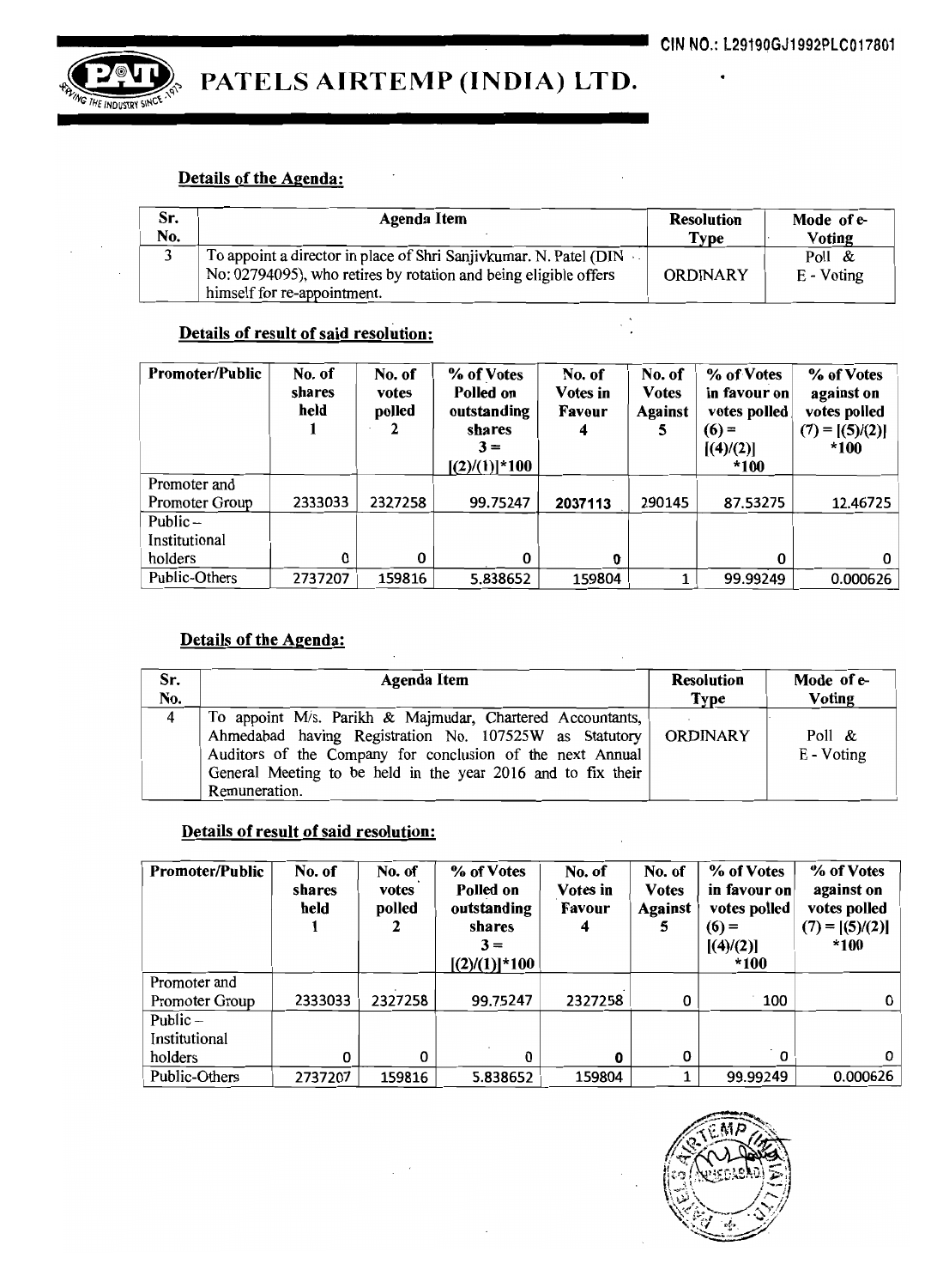CIN NO.: L29190GJ1992PLC017801

# PATELS AIRTEMP (INDIA) LTD.

### Details of the Agenda:

| Sr. No. | Agenda Item | Resolution Type | Mode of e-Voting |
|---|---|---|---|
| 3 | To appoint a director in place of Shri Sanjivkumar. N. Patel (DIN No: 02794095), who retires by rotation and being eligible offers himself for re-appointment. | ORDINARY | Poll & E - Voting |

### Details of result of said resolution:

| Promoter/Public | No. of shares held 1 | No. of votes polled 2 | % of Votes Polled on outstanding shares 3 = [(2)/(1)]*100 | No. of Votes in Favour 4 | No. of Votes Against 5 | % of Votes in favour on votes polled (6) = [(4)/(2)] *100 | % of Votes against on votes polled (7) = [(5)/(2)] *100 |
|---|---|---|---|---|---|---|---|
| Promoter and Promoter Group | 2333033 | 2327258 | 99.75247 | 2037113 | 290145 | 87.53275 | 12.46725 |
| Public – Institutional holders | 0 | 0 | 0 | 0 | | 0 | 0 |
| Public-Others | 2737207 | 159816 | 5.838652 | 159804 | 1 | 99.99249 | 0.000626 |

### Details of the Agenda:

| Sr. No. | Agenda Item | Resolution Type | Mode of e-Voting |
|---|---|---|---|
| 4 | To appoint M/s. Parikh & Majmudar, Chartered Accountants, Ahmedabad having Registration No. 107525W as Statutory Auditors of the Company for conclusion of the next Annual General Meeting to be held in the year 2016 and to fix their Remuneration. | ORDINARY | Poll & E - Voting |

### Details of result of said resolution:

| Promoter/Public | No. of shares held 1 | No. of votes polled 2 | % of Votes Polled on outstanding shares 3 = [(2)/(1)]*100 | No. of Votes in Favour 4 | No. of Votes Against 5 | % of Votes in favour on votes polled (6) = [(4)/(2)] *100 | % of Votes against on votes polled (7) = [(5)/(2)] *100 |
|---|---|---|---|---|---|---|---|
| Promoter and Promoter Group | 2333033 | 2327258 | 99.75247 | 2327258 | 0 | 100 | 0 |
| Public – Institutional holders | 0 | 0 | 0 | 0 | 0 | 0 | 0 |
| Public-Others | 2737207 | 159816 | 5.838652 | 159804 | 1 | 99.99249 | 0.000626 |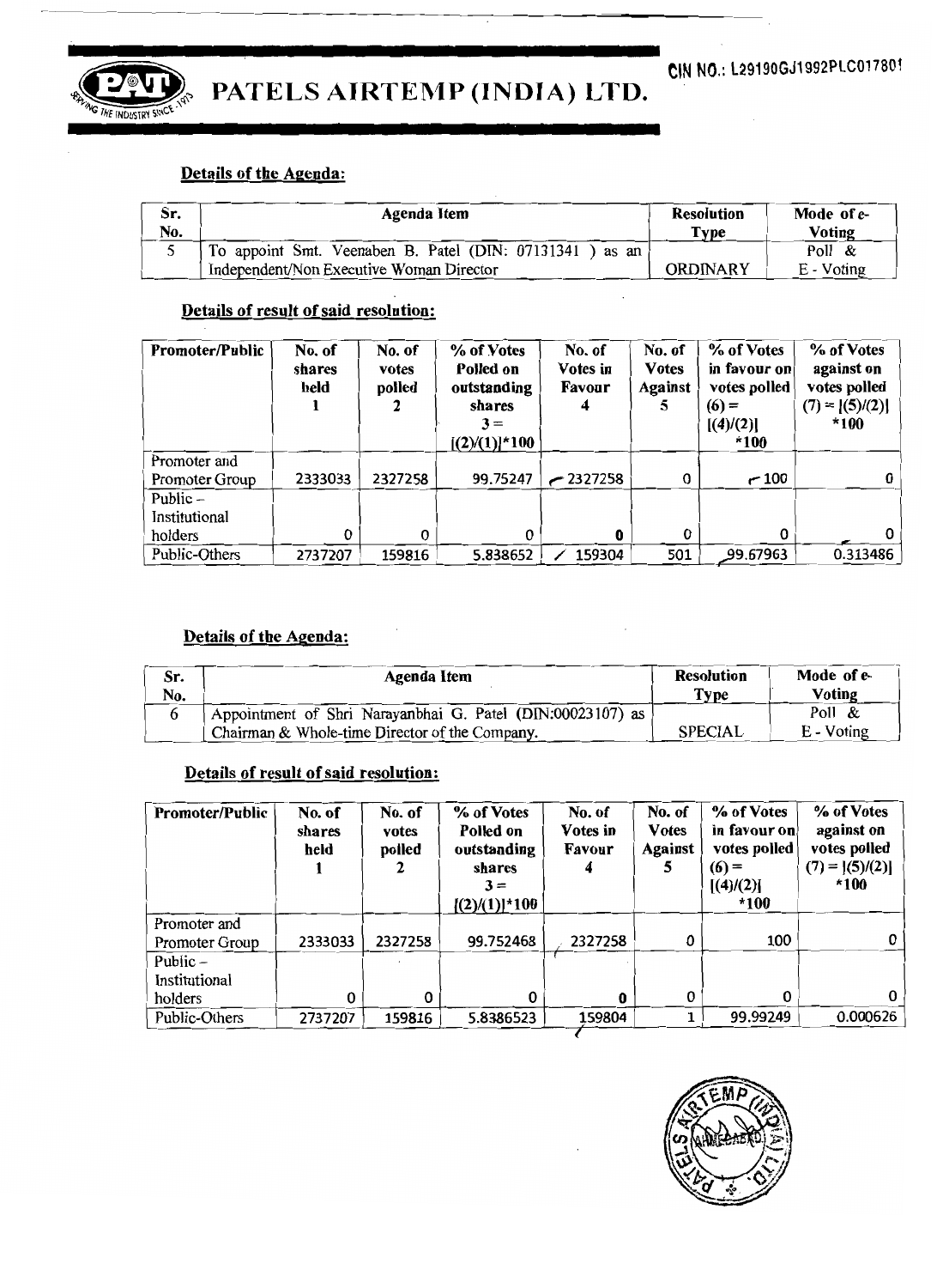# PATELS AIRTEMP (INDIA) LTD.

CIN NO.: L29190GJ1992PLC017801

### Details of the Agenda:

| Sr. No. | Agenda Item | Resolution Type | Mode of e-Voting |
|---|---|---|---|
| 5 | To appoint Smt. Veenaben B. Patel (DIN: 07131341 ) as an Independent/Non Executive Woman Director | ORDINARY | Poll & E - Voting |

### Details of result of said resolution:

| Promoter/Public | No. of shares held 1 | No. of votes polled 2 | % of Votes Polled on outstanding shares 3 = [(2)/(1)]*100 | No. of Votes in Favour 4 | No. of Votes Against 5 | % of Votes in favour on votes polled (6) = [(4)/(2)] *100 | % of Votes against on votes polled (7) = [(5)/(2)] *100 |
|---|---|---|---|---|---|---|---|
| Promoter and Promoter Group | 2333033 | 2327258 | 99.75247 | 2327258 | 0 | 100 | 0 |
| Public – Institutional holders | 0 | 0 | 0 | 0 | 0 | 0 | 0 |
| Public-Others | 2737207 | 159816 | 5.838652 | 159304 | 501 | 99.67963 | 0.313486 |

### Details of the Agenda:

| Sr. No. | Agenda Item | Resolution Type | Mode of e-Voting |
|---|---|---|---|
| 6 | Appointment of Shri Narayanbhai G. Patel (DIN:00023107) as Chairman & Whole-time Director of the Company. | SPECIAL | Poll & E - Voting |

### Details of result of said resolution:

| Promoter/Public | No. of shares held 1 | No. of votes polled 2 | % of Votes Polled on outstanding shares 3 = [(2)/(1)]*100 | No. of Votes in Favour 4 | No. of Votes Against 5 | % of Votes in favour on votes polled (6) = [(4)/(2)] *100 | % of Votes against on votes polled (7) = [(5)/(2)] *100 |
|---|---|---|---|---|---|---|---|
| Promoter and Promoter Group | 2333033 | 2327258 | 99.752468 | 2327258 | 0 | 100 | 0 |
| Public – Institutional holders | 0 | 0 | 0 | 0 | 0 | 0 | 0 |
| Public-Others | 2737207 | 159816 | 5.8386523 | 159804 | 1 | 99.99249 | 0.000626 |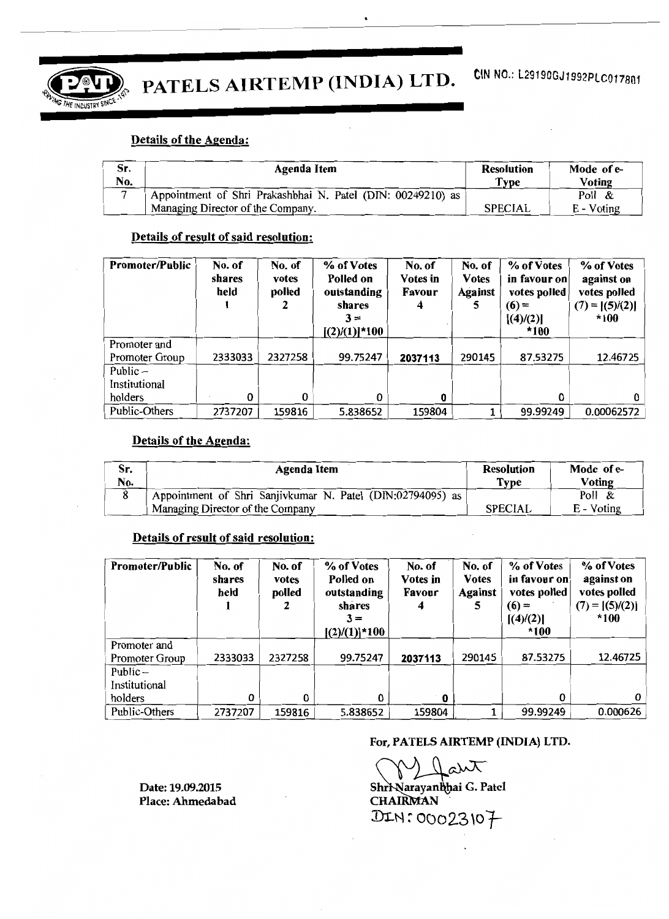# PATELS AIRTEMP (INDIA) LTD.

CIN NO.: L29190GJ1992PLC017801

**Details of the Agenda:**

| Sr. No. | Agenda Item | Resolution Type | Mode of e-Voting |
|---|---|---|---|
| 7 | Appointment of Shri Prakashbhai N. Patel (DIN: 00249210) as Managing Director of the Company. | SPECIAL | Poll & E - Voting |

**Details of result of said resolution:**

| Promoter/Public | No. of shares held 1 | No. of votes polled 2 | % of Votes Polled on outstanding shares 3 = [(2)/(1)]*100 | No. of Votes in Favour 4 | No. of Votes Against 5 | % of Votes in favour on votes polled (6) = [(4)/(2)] *100 | % of Votes against on votes polled (7) = [(5)/(2)] *100 |
|---|---|---|---|---|---|---|---|
| Promoter and Promoter Group | 2333033 | 2327258 | 99.75247 | 2037113 | 290145 | 87.53275 | 12.46725 |
| Public – Institutional holders | 0 | 0 | 0 | 0 | | 0 | 0 |
| Public-Others | 2737207 | 159816 | 5.838652 | 159804 | 1 | 99.99249 | 0.00062572 |

**Details of the Agenda:**

| Sr. No. | Agenda Item | Resolution Type | Mode of e-Voting |
|---|---|---|---|
| 8 | Appointment of Shri Sanjivkumar N. Patel (DIN:02794095) as Managing Director of the Company | SPECIAL | Poll & E - Voting |

**Details of result of said resolution:**

| Promoter/Public | No. of shares held 1 | No. of votes polled 2 | % of Votes Polled on outstanding shares 3 = [(2)/(1)]*100 | No. of Votes in Favour 4 | No. of Votes Against 5 | % of Votes in favour on votes polled (6) = [(4)/(2)] *100 | % of Votes against on votes polled (7) = [(5)/(2)] *100 |
|---|---|---|---|---|---|---|---|
| Promoter and Promoter Group | 2333033 | 2327258 | 99.75247 | 2037113 | 290145 | 87.53275 | 12.46725 |
| Public – Institutional holders | 0 | 0 | 0 | 0 | | 0 | 0 |
| Public-Others | 2737207 | 159816 | 5.838652 | 159804 | 1 | 99.99249 | 0.000626 |

For, PATELS AIRTEMP (INDIA) LTD.

Date: 19.09.2015
Place: Ahmedabad

Shri Narayanbhai G. Patel
CHAIRMAN
DIN: 00023107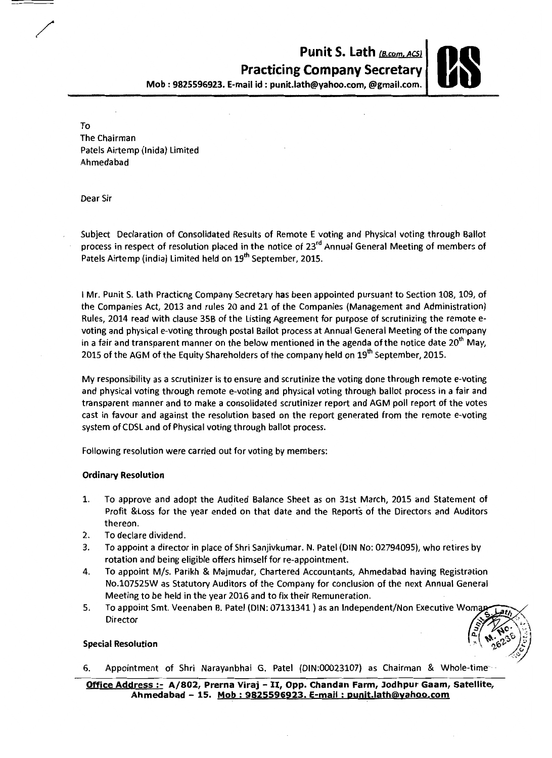**Punit S. Lath** *(B.com, ACS)*
**Practicing Company Secretary**
**Mob : 9825596923. E-mail id : punit.lath@yahoo.com, @gmail.com.**

To
The Chairman
Patels Airtemp (Inida) Limited
Ahmedabad

Dear Sir

Subject Declaration of Consolidated Results of Remote E voting and Physical voting through Ballot process in respect of resolution placed in the notice of 23rd Annual General Meeting of members of Patels Airtemp (india) Limited held on 19th September, 2015.

I Mr. Punit S. Lath Practicng Company Secretary has been appointed pursuant to Section 108, 109, of the Companies Act, 2013 and rules 20 and 21 of the Companies (Management and Administration) Rules, 2014 read with clause 35B of the Listing Agreement for purpose of scrutinizing the remote e-voting and physical e-voting through postal Ballot process at Annual General Meeting of the company in a fair and transparent manner on the below mentioned in the agenda of the notice date 20th May, 2015 of the AGM of the Equity Shareholders of the company held on 19th September, 2015.

My responsibility as a scrutinizer is to ensure and scrutinize the voting done through remote e-voting and physical voting through remote e-voting and physical voting through ballot process in a fair and transparent manner and to make a consolidated scrutinizer report and AGM poll report of the votes cast in favour and against the resolution based on the report generated from the remote e-voting system of CDSL and of Physical voting through ballot process.

Following resolution were carried out for voting by members:

**Ordinary Resolution**

1. To approve and adopt the Audited Balance Sheet as on 31st March, 2015 and Statement of Profit &Loss for the year ended on that date and the Reports of the Directors and Auditors thereon.
2. To declare dividend.
3. To appoint a director in place of Shri Sanjivkumar. N. Patel (DIN No: 02794095), who retires by rotation and being eligible offers himself for re-appointment.
4. To appoint M/s. Parikh & Majmudar, Chartered Accountants, Ahmedabad having Registration No.107525W as Statutory Auditors of the Company for conclusion of the next Annual General Meeting to be held in the year 2016 and to fix their Remuneration.
5. To appoint Smt. Veenaben B. Patel (DIN: 07131341 ) as an Independent/Non Executive Woman Director

**Special Resolution**

6. Appointment of Shri Narayanbhai G. Patel (DIN:00023107) as Chairman & Whole-time

**Office Address :- A/802, Prerna Viraj - II, Opp. Chandan Farm, Jodhpur Gaam, Satellite, Ahmedabad - 15. Mob : 9825596923. E-mail : punit.lath@yahoo.com**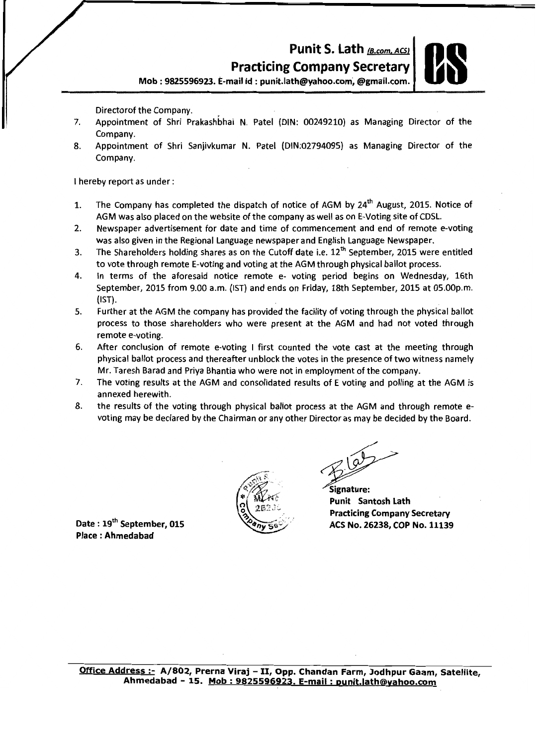Directorof the Company.

7. Appointment of Shri Prakashbhai N. Patel (DIN: 00249210) as Managing Director of the Company.
8. Appointment of Shri Sanjivkumar N. Patel (DIN:02794095) as Managing Director of the Company.

I hereby report as under :

1. The Company has completed the dispatch of notice of AGM by 24th August, 2015. Notice of AGM was also placed on the website of the company as well as on E-Voting site of CDSL.
2. Newspaper advertisement for date and time of commencement and end of remote e-voting was also given in the Regional Language newspaper and English Language Newspaper.
3. The Shareholders holding shares as on the Cutoff date i.e. 12th September, 2015 were entitled to vote through remote E-voting and voting at the AGM through physical ballot process.
4. In terms of the aforesaid notice remote e- voting period begins on Wednesday, 16th September, 2015 from 9.00 a.m. (IST) and ends on Friday, 18th September, 2015 at 05.00p.m. (IST).
5. Further at the AGM the company has provided the facility of voting through the physical ballot process to those shareholders who were present at the AGM and had not voted through remote e-voting.
6. After conclusion of remote e-voting I first counted the vote cast at the meeting through physical ballot process and thereafter unblock the votes in the presence of two witness namely Mr. Taresh Barad and Priya Bhantia who were not in employment of the company.
7. The voting results at the AGM and consolidated results of E voting and polling at the AGM is annexed herewith.
8. the results of the voting through physical ballot process at the AGM and through remote e-voting may be declared by the Chairman or any other Director as may be decided by the Board.

Signature:
**Punit Santosh Lath**
**Practicing Company Secretary**
**ACS No. 26238, COP No. 11139**

**Date : 19th September, 015**
**Place : Ahmedabad**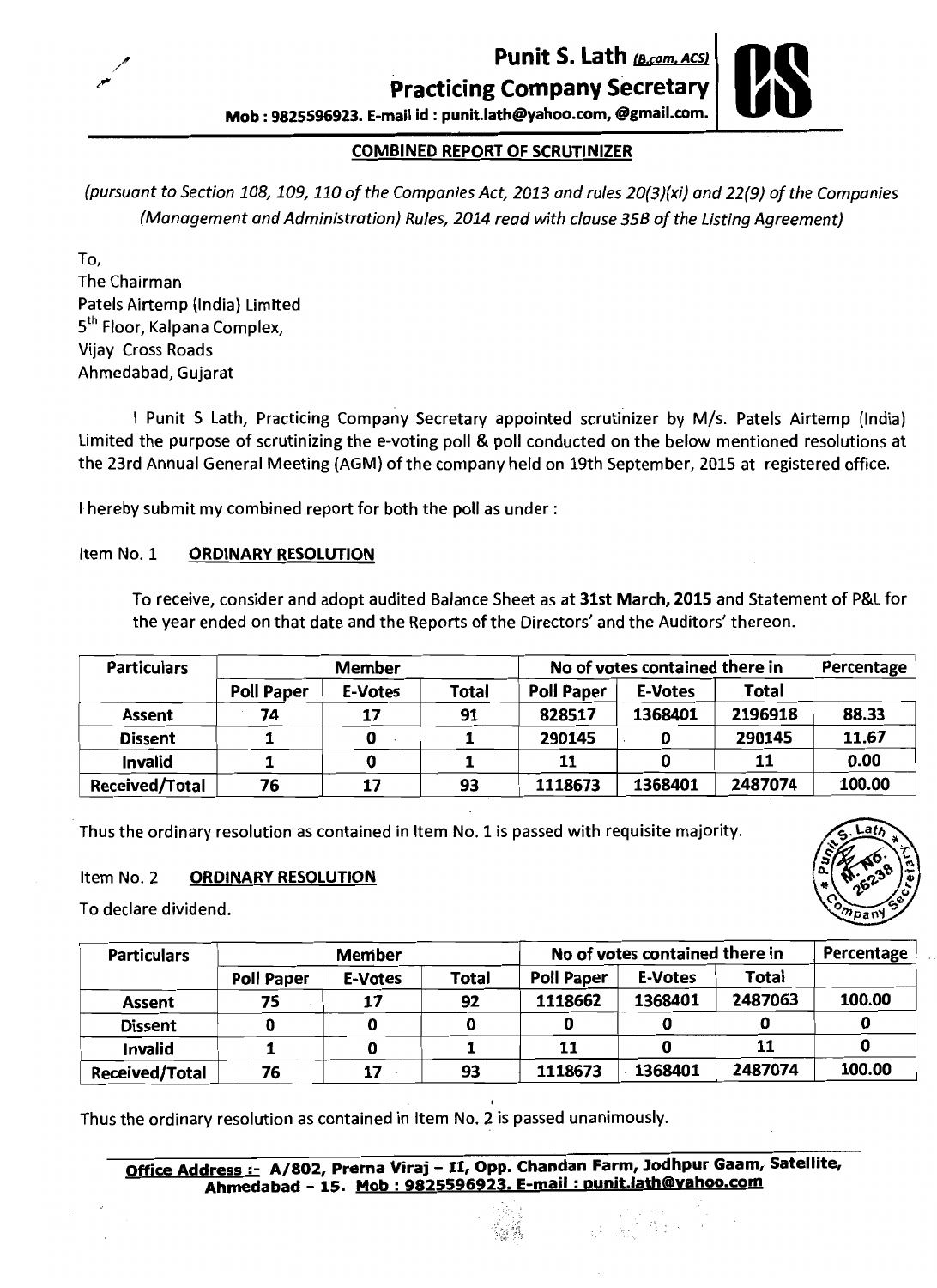**Punit S. Lath** (B.com, ACS)
**Practicing Company Secretary**
**Mob : 9825596923. E-mail id : punit.lath@yahoo.com, @gmail.com.**

## COMBINED REPORT OF SCRUTINIZER

*(pursuant to Section 108, 109, 110 of the Companies Act, 2013 and rules 20(3)(xi) and 22(9) of the Companies (Management and Administration) Rules, 2014 read with clause 35B of the Listing Agreement)*

To,
The Chairman
Patels Airtemp (India) Limited
5th Floor, Kalpana Complex,
Vijay Cross Roads
Ahmedabad, Gujarat

I Punit S Lath, Practicing Company Secretary appointed scrutinizer by M/s. Patels Airtemp (India) Limited the purpose of scrutinizing the e-voting poll & poll conducted on the below mentioned resolutions at the 23rd Annual General Meeting (AGM) of the company held on 19th September, 2015 at registered office.

I hereby submit my combined report for both the poll as under :

Item No. 1 **ORDINARY RESOLUTION**

To receive, consider and adopt audited Balance Sheet as at **31st March, 2015** and Statement of P&L for the year ended on that date and the Reports of the Directors' and the Auditors' thereon.

| Particulars | Member | | | No of votes contained there in | | | Percentage |
|---|---|---|---|---|---|---|---|
| | Poll Paper | E-Votes | Total | Poll Paper | E-Votes | Total | |
| Assent | 74 | 17 | 91 | 828517 | 1368401 | 2196918 | 88.33 |
| Dissent | 1 | 0 | 1 | 290145 | 0 | 290145 | 11.67 |
| Invalid | 1 | 0 | 1 | 11 | 0 | 11 | 0.00 |
| Received/Total | 76 | 17 | 93 | 1118673 | 1368401 | 2487074 | 100.00 |

Thus the ordinary resolution as contained in Item No. 1 is passed with requisite majority.

Item No. 2 **ORDINARY RESOLUTION**

To declare dividend.

| Particulars | Member | | | No of votes contained there in | | | Percentage |
|---|---|---|---|---|---|---|---|
| | Poll Paper | E-Votes | Total | Poll Paper | E-Votes | Total | |
| Assent | 75 | 17 | 92 | 1118662 | 1368401 | 2487063 | 100.00 |
| Dissent | 0 | 0 | 0 | 0 | 0 | 0 | 0 |
| Invalid | 1 | 0 | 1 | 11 | 0 | 11 | 0 |
| Received/Total | 76 | 17 | 93 | 1118673 | 1368401 | 2487074 | 100.00 |

Thus the ordinary resolution as contained in Item No. 2 is passed unanimously.

**Office Address :- A/802, Prerna Viraj – II, Opp. Chandan Farm, Jodhpur Gaam, Satellite, Ahmedabad - 15. Mob : 9825596923. E-mail : punit.lath@yahoo.com**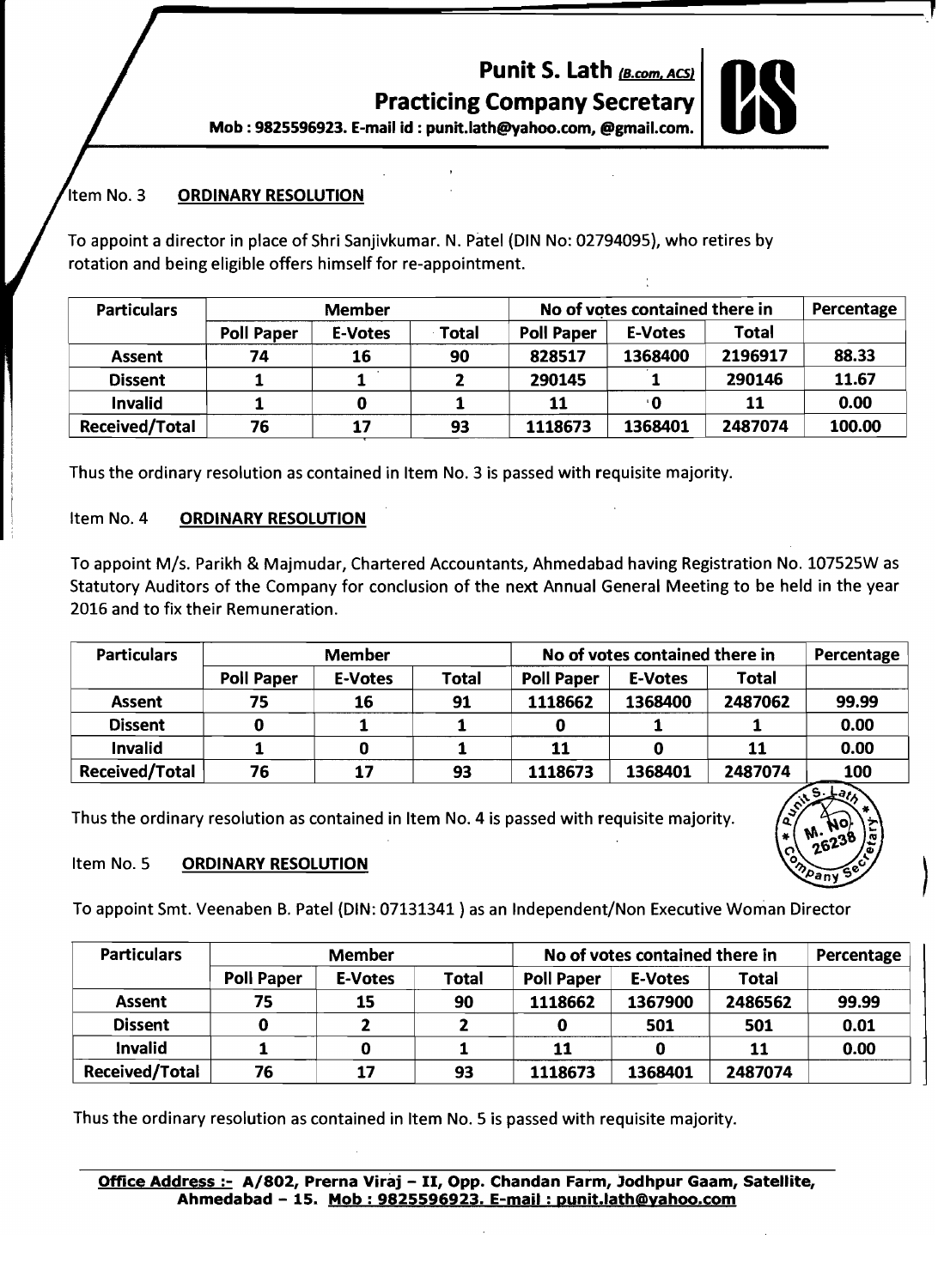Item No. 3 **ORDINARY RESOLUTION**

To appoint a director in place of Shri Sanjivkumar. N. Patel (DIN No: 02794095), who retires by rotation and being eligible offers himself for re-appointment.

| Particulars | Member | | | No of votes contained there in | | | Percentage |
|---|---|---|---|---|---|---|---|
| | Poll Paper | E-Votes | Total | Poll Paper | E-Votes | Total | |
| Assent | 74 | 16 | 90 | 828517 | 1368400 | 2196917 | 88.33 |
| Dissent | 1 | 1 | 2 | 290145 | 1 | 290146 | 11.67 |
| Invalid | 1 | 0 | 1 | 11 | 0 | 11 | 0.00 |
| Received/Total | 76 | 17 | 93 | 1118673 | 1368401 | 2487074 | 100.00 |

Thus the ordinary resolution as contained in Item No. 3 is passed with requisite majority.

Item No. 4 **ORDINARY RESOLUTION**

To appoint M/s. Parikh & Majmudar, Chartered Accountants, Ahmedabad having Registration No. 107525W as Statutory Auditors of the Company for conclusion of the next Annual General Meeting to be held in the year 2016 and to fix their Remuneration.

| Particulars | Member | | | No of votes contained there in | | | Percentage |
|---|---|---|---|---|---|---|---|
| | Poll Paper | E-Votes | Total | Poll Paper | E-Votes | Total | |
| Assent | 75 | 16 | 91 | 1118662 | 1368400 | 2487062 | 99.99 |
| Dissent | 0 | 1 | 1 | 0 | 1 | 1 | 0.00 |
| Invalid | 1 | 0 | 1 | 11 | 0 | 11 | 0.00 |
| Received/Total | 76 | 17 | 93 | 1118673 | 1368401 | 2487074 | 100 |

Thus the ordinary resolution as contained in Item No. 4 is passed with requisite majority.

Item No. 5 **ORDINARY RESOLUTION**

To appoint Smt. Veenaben B. Patel (DIN: 07131341 ) as an Independent/Non Executive Woman Director

| Particulars | Member | | | No of votes contained there in | | | Percentage |
|---|---|---|---|---|---|---|---|
| | Poll Paper | E-Votes | Total | Poll Paper | E-Votes | Total | |
| Assent | 75 | 15 | 90 | 1118662 | 1367900 | 2486562 | 99.99 |
| Dissent | 0 | 2 | 2 | 0 | 501 | 501 | 0.01 |
| Invalid | 1 | 0 | 1 | 11 | 0 | 11 | 0.00 |
| Received/Total | 76 | 17 | 93 | 1118673 | 1368401 | 2487074 | |

Thus the ordinary resolution as contained in Item No. 5 is passed with requisite majority.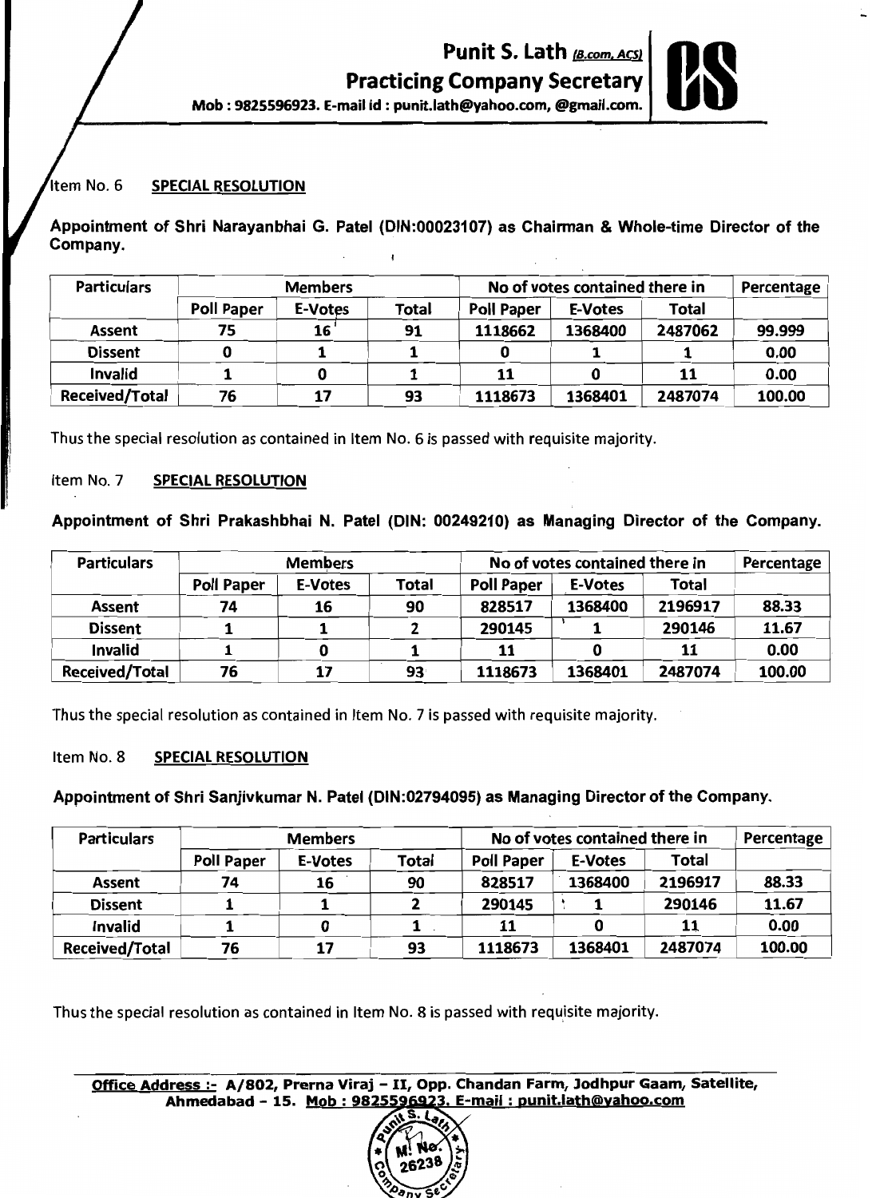### Item No. 6 SPECIAL RESOLUTION

**Appointment of Shri Narayanbhai G. Patel (DIN:00023107) as Chairman & Whole-time Director of the Company.**

| Particulars | Members | | | No of votes contained there in | | | Percentage |
|---|---|---|---|---|---|---|---|
| | Poll Paper | E-Votes | Total | Poll Paper | E-Votes | Total | |
| Assent | 75 | 16 | 91 | 1118662 | 1368400 | 2487062 | 99.999 |
| Dissent | 0 | 1 | 1 | 0 | 1 | 1 | 0.00 |
| Invalid | 1 | 0 | 1 | 11 | 0 | 11 | 0.00 |
| Received/Total | 76 | 17 | 93 | 1118673 | 1368401 | 2487074 | 100.00 |

Thus the special resolution as contained in Item No. 6 is passed with requisite majority.

### Item No. 7 SPECIAL RESOLUTION

**Appointment of Shri Prakashbhai N. Patel (DIN: 00249210) as Managing Director of the Company.**

| Particulars | Members | | | No of votes contained there in | | | Percentage |
|---|---|---|---|---|---|---|---|
| | Poll Paper | E-Votes | Total | Poll Paper | E-Votes | Total | |
| Assent | 74 | 16 | 90 | 828517 | 1368400 | 2196917 | 88.33 |
| Dissent | 1 | 1 | 2 | 290145 | 1 | 290146 | 11.67 |
| Invalid | 1 | 0 | 1 | 11 | 0 | 11 | 0.00 |
| Received/Total | 76 | 17 | 93 | 1118673 | 1368401 | 2487074 | 100.00 |

Thus the special resolution as contained in Item No. 7 is passed with requisite majority.

### Item No. 8 SPECIAL RESOLUTION

**Appointment of Shri Sanjivkumar N. Patel (DIN:02794095) as Managing Director of the Company.**

| Particulars | Members | | | No of votes contained there in | | | Percentage |
|---|---|---|---|---|---|---|---|
| | Poll Paper | E-Votes | Total | Poll Paper | E-Votes | Total | |
| Assent | 74 | 16 | 90 | 828517 | 1368400 | 2196917 | 88.33 |
| Dissent | 1 | 1 | 2 | 290145 | 1 | 290146 | 11.67 |
| Invalid | 1 | 0 | 1 | 11 | 0 | 11 | 0.00 |
| Received/Total | 76 | 17 | 93 | 1118673 | 1368401 | 2487074 | 100.00 |

Thus the special resolution as contained in Item No. 8 is passed with requisite majority.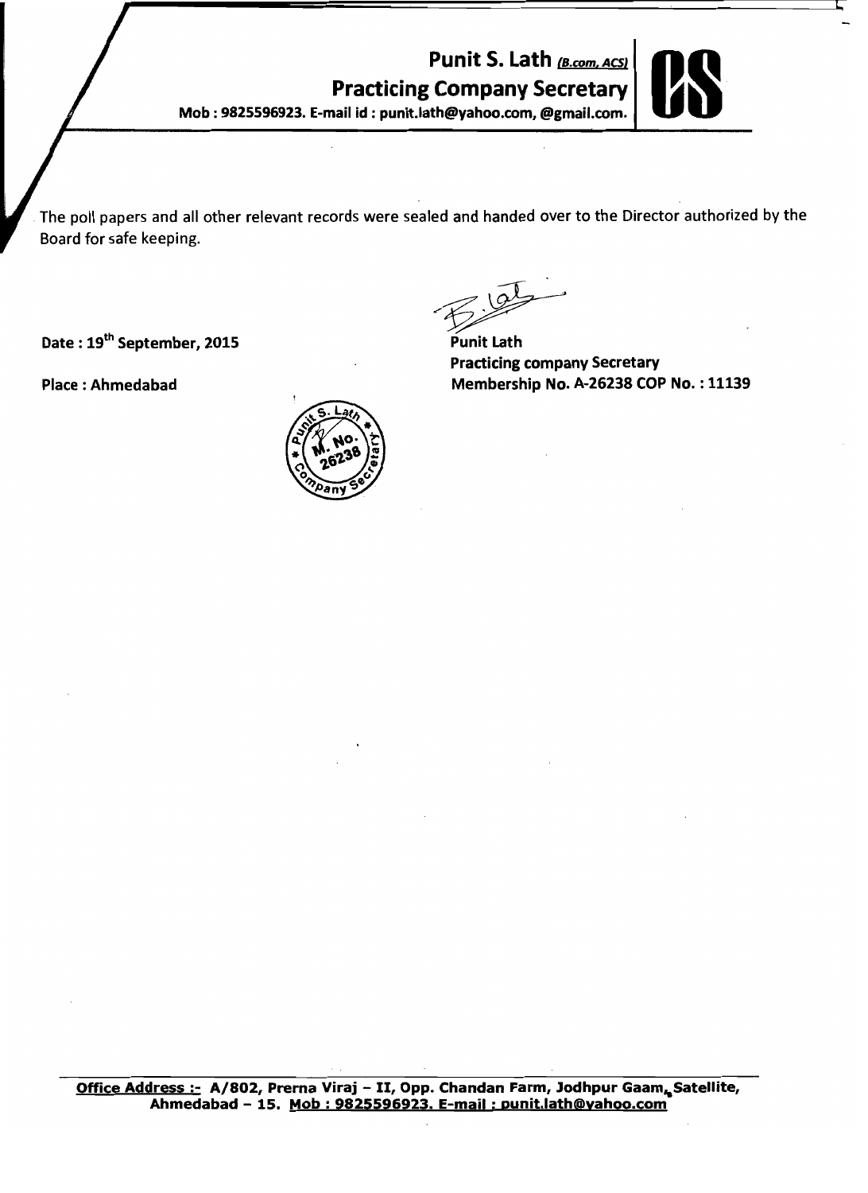**Punit S. Lath** *(B.com, ACS)*
**Practicing Company Secretary**
**Mob : 9825596923. E-mail id : punit.lath@yahoo.com, @gmail.com.**

The poll papers and all other relevant records were sealed and handed over to the Director authorized by the Board for safe keeping.

**Date : 19th September, 2015**

**Place : Ahmedabad**

**Punit Lath**
**Practicing company Secretary**
**Membership No. A-26238 COP No. : 11139**

**Office Address :- A/802, Prerna Viraj – II, Opp. Chandan Farm, Jodhpur Gaam, Satellite, Ahmedabad – 15. Mob : 9825596923. E-mail : punit.lath@yahoo.com**